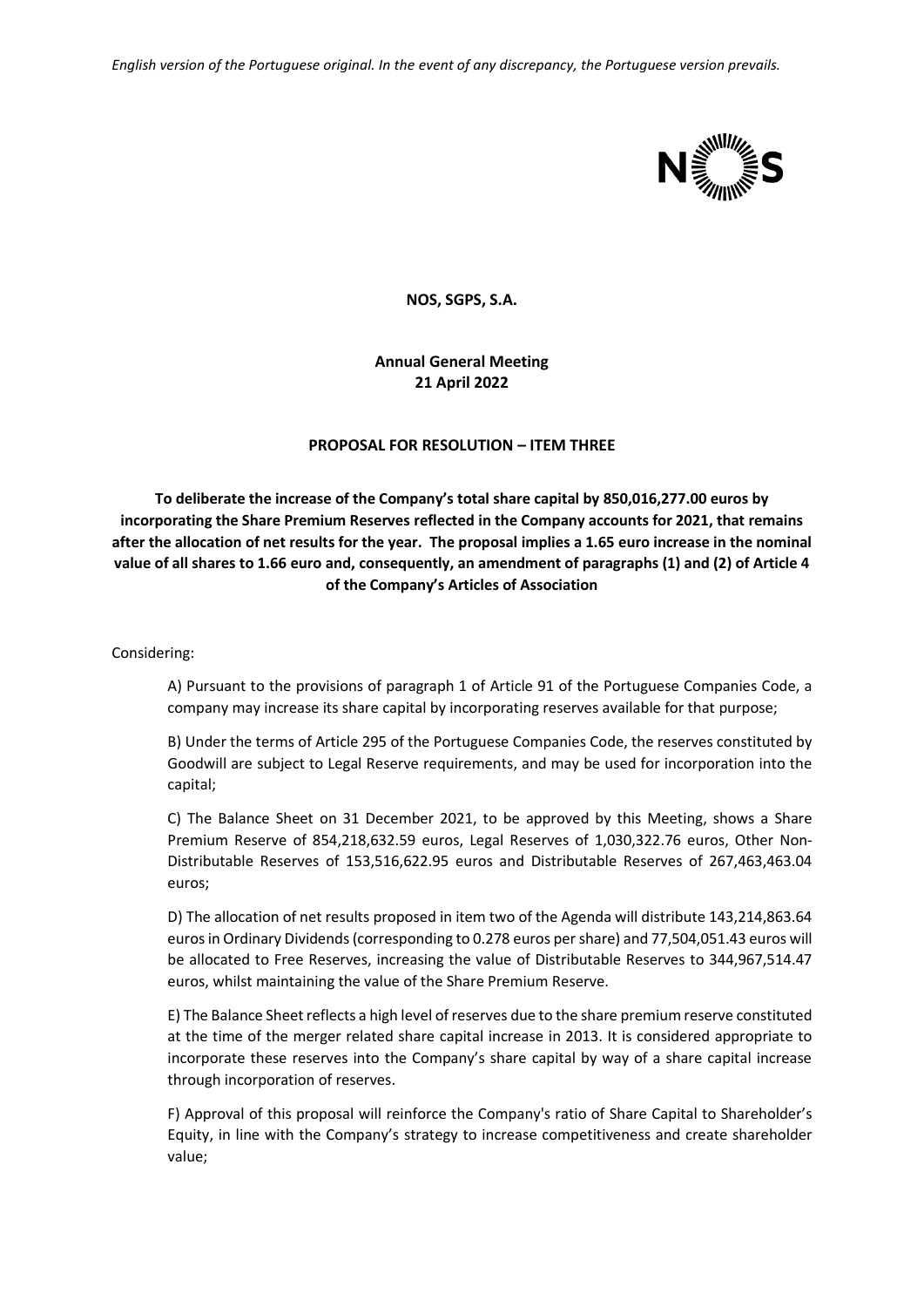*English version of the Portuguese original. In the event of any discrepancy, the Portuguese version prevails.*

**NOS, SGPS, S.A.**

**Annual General Meeting**
**21 April 2022**

**PROPOSAL FOR RESOLUTION – ITEM THREE**

**To deliberate the increase of the Company's total share capital by 850,016,277.00 euros by incorporating the Share Premium Reserves reflected in the Company accounts for 2021, that remains after the allocation of net results for the year. The proposal implies a 1.65 euro increase in the nominal value of all shares to 1.66 euro and, consequently, an amendment of paragraphs (1) and (2) of Article 4 of the Company's Articles of Association**

Considering:

A) Pursuant to the provisions of paragraph 1 of Article 91 of the Portuguese Companies Code, a company may increase its share capital by incorporating reserves available for that purpose;

B) Under the terms of Article 295 of the Portuguese Companies Code, the reserves constituted by Goodwill are subject to Legal Reserve requirements, and may be used for incorporation into the capital;

C) The Balance Sheet on 31 December 2021, to be approved by this Meeting, shows a Share Premium Reserve of 854,218,632.59 euros, Legal Reserves of 1,030,322.76 euros, Other Non-Distributable Reserves of 153,516,622.95 euros and Distributable Reserves of 267,463,463.04 euros;

D) The allocation of net results proposed in item two of the Agenda will distribute 143,214,863.64 euros in Ordinary Dividends (corresponding to 0.278 euros per share) and 77,504,051.43 euros will be allocated to Free Reserves, increasing the value of Distributable Reserves to 344,967,514.47 euros, whilst maintaining the value of the Share Premium Reserve.

E) The Balance Sheet reflects a high level of reserves due to the share premium reserve constituted at the time of the merger related share capital increase in 2013. It is considered appropriate to incorporate these reserves into the Company's share capital by way of a share capital increase through incorporation of reserves.

F) Approval of this proposal will reinforce the Company's ratio of Share Capital to Shareholder's Equity, in line with the Company's strategy to increase competitiveness and create shareholder value;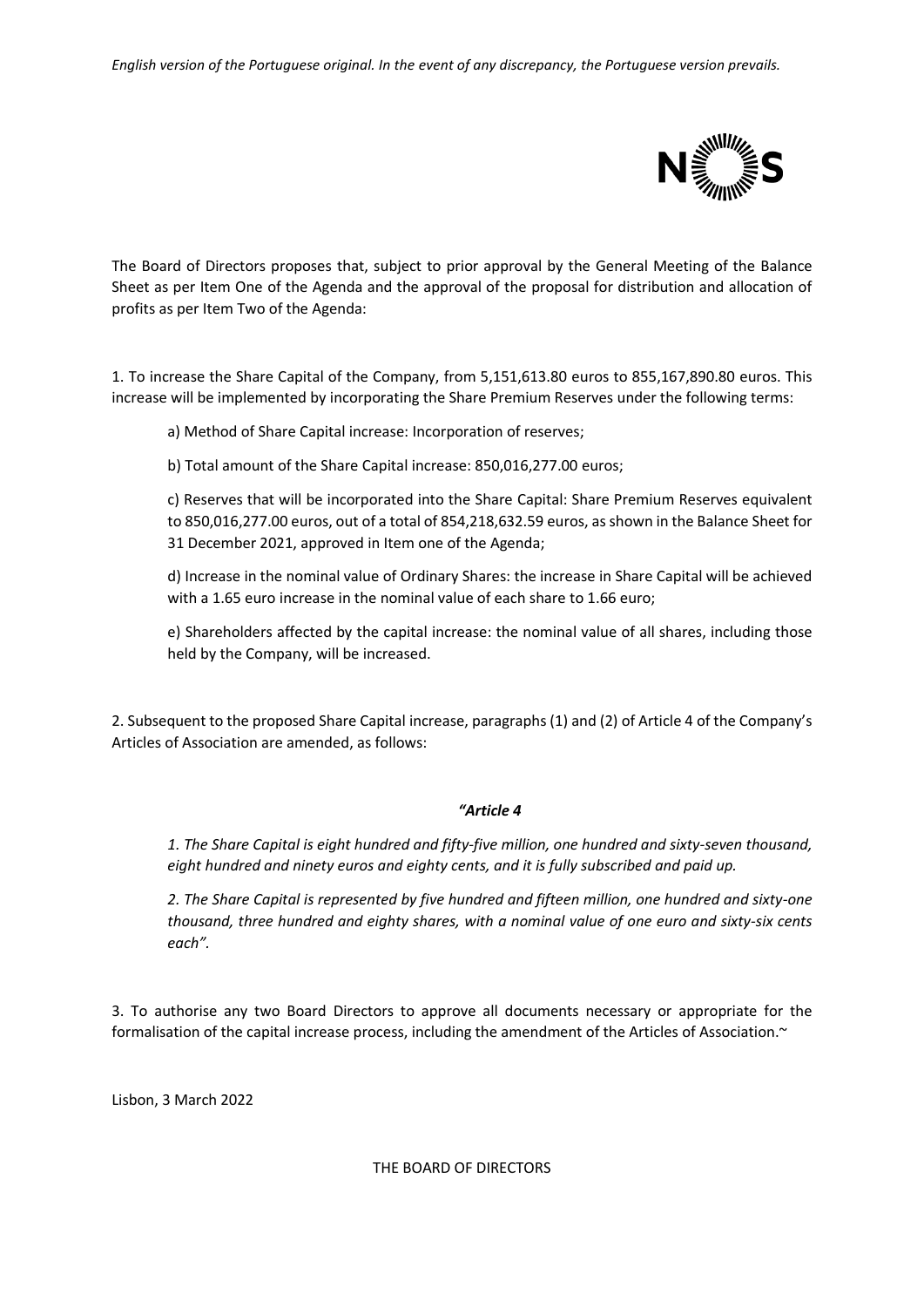*English version of the Portuguese original. In the event of any discrepancy, the Portuguese version prevails.*

The Board of Directors proposes that, subject to prior approval by the General Meeting of the Balance Sheet as per Item One of the Agenda and the approval of the proposal for distribution and allocation of profits as per Item Two of the Agenda:

1. To increase the Share Capital of the Company, from 5,151,613.80 euros to 855,167,890.80 euros. This increase will be implemented by incorporating the Share Premium Reserves under the following terms:

   a) Method of Share Capital increase: Incorporation of reserves;

   b) Total amount of the Share Capital increase: 850,016,277.00 euros;

   c) Reserves that will be incorporated into the Share Capital: Share Premium Reserves equivalent to 850,016,277.00 euros, out of a total of 854,218,632.59 euros, as shown in the Balance Sheet for 31 December 2021, approved in Item one of the Agenda;

   d) Increase in the nominal value of Ordinary Shares: the increase in Share Capital will be achieved with a 1.65 euro increase in the nominal value of each share to 1.66 euro;

   e) Shareholders affected by the capital increase: the nominal value of all shares, including those held by the Company, will be increased.

2. Subsequent to the proposed Share Capital increase, paragraphs (1) and (2) of Article 4 of the Company's Articles of Association are amended, as follows:

***"Article 4***

*1. The Share Capital is eight hundred and fifty-five million, one hundred and sixty-seven thousand, eight hundred and ninety euros and eighty cents, and it is fully subscribed and paid up.*

*2. The Share Capital is represented by five hundred and fifteen million, one hundred and sixty-one thousand, three hundred and eighty shares, with a nominal value of one euro and sixty-six cents each".*

3. To authorise any two Board Directors to approve all documents necessary or appropriate for the formalisation of the capital increase process, including the amendment of the Articles of Association.~

Lisbon, 3 March 2022

THE BOARD OF DIRECTORS